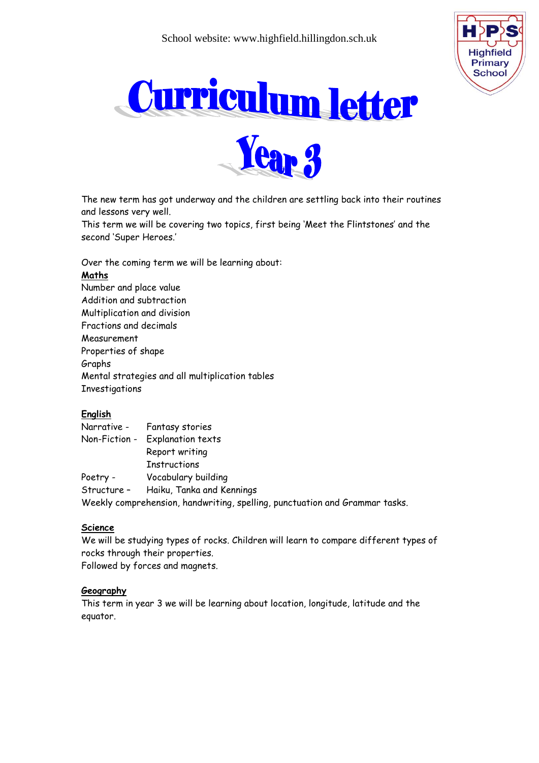School website: www.highfield.hillingdon.sch.uk

# Curriculum letter

# Year 3

The new term has got underway and the children are settling back into their routines and lessons very well.
This term we will be covering two topics, first being 'Meet the Flintstones' and the second 'Super Heroes.'

Over the coming term we will be learning about:

**Maths**

Number and place value
Addition and subtraction
Multiplication and division
Fractions and decimals
Measurement
Properties of shape
Graphs
Mental strategies and all multiplication tables
Investigations

**English**

Narrative - Fantasy stories
Non-Fiction - Explanation texts
Report writing
Instructions
Poetry - Vocabulary building
Structure – Haiku, Tanka and Kennings
Weekly comprehension, handwriting, spelling, punctuation and Grammar tasks.

**Science**

We will be studying types of rocks. Children will learn to compare different types of rocks through their properties.
Followed by forces and magnets.

**Geography**

This term in year 3 we will be learning about location, longitude, latitude and the equator.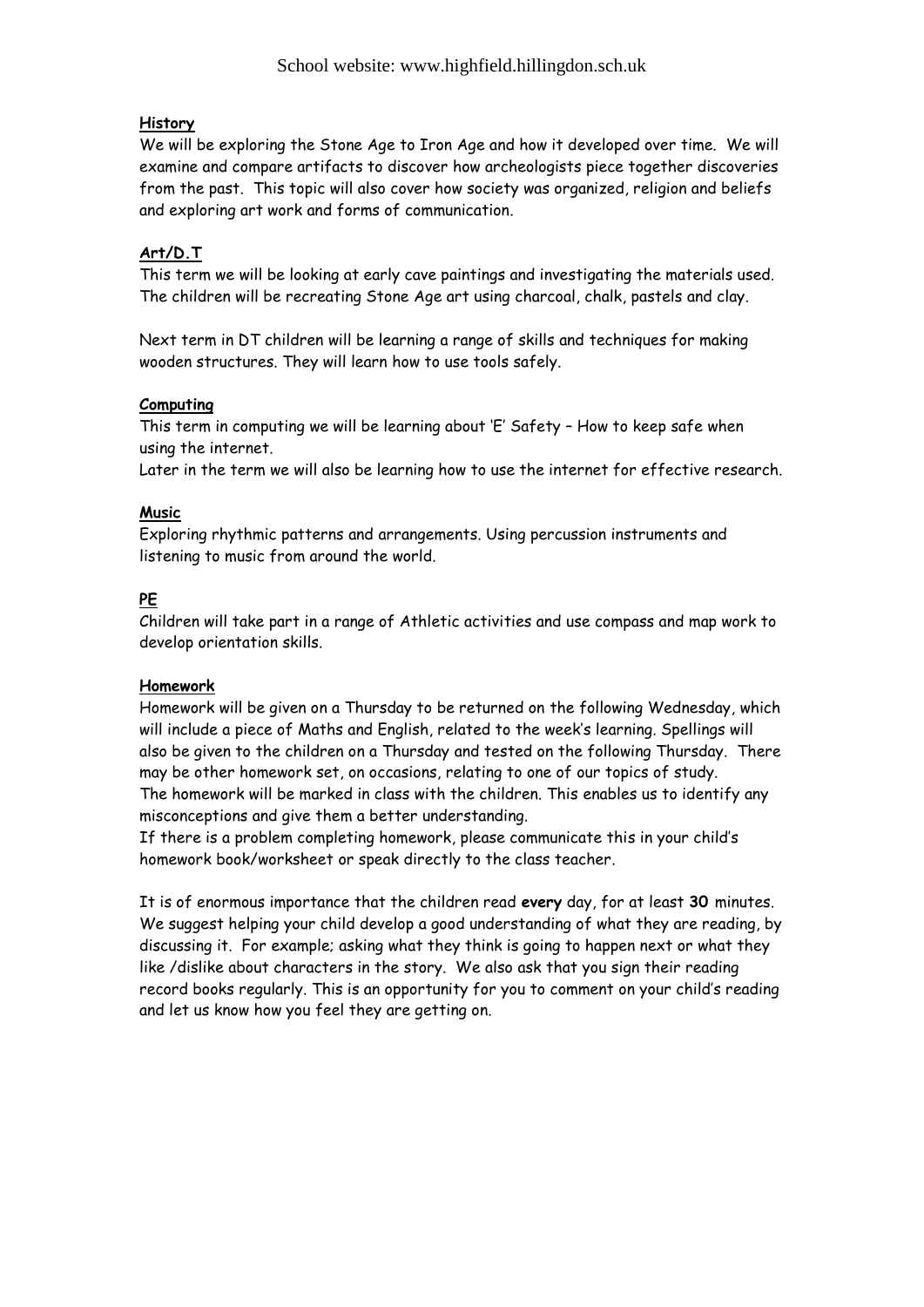### History

We will be exploring the Stone Age to Iron Age and how it developed over time. We will examine and compare artifacts to discover how archeologists piece together discoveries from the past. This topic will also cover how society was organized, religion and beliefs and exploring art work and forms of communication.

### Art/D.T

This term we will be looking at early cave paintings and investigating the materials used. The children will be recreating Stone Age art using charcoal, chalk, pastels and clay.

Next term in DT children will be learning a range of skills and techniques for making wooden structures. They will learn how to use tools safely.

### Computing

This term in computing we will be learning about 'E' Safety – How to keep safe when using the internet.

Later in the term we will also be learning how to use the internet for effective research.

### Music

Exploring rhythmic patterns and arrangements. Using percussion instruments and listening to music from around the world.

### PE

Children will take part in a range of Athletic activities and use compass and map work to develop orientation skills.

### Homework

Homework will be given on a Thursday to be returned on the following Wednesday, which will include a piece of Maths and English, related to the week's learning. Spellings will also be given to the children on a Thursday and tested on the following Thursday. There may be other homework set, on occasions, relating to one of our topics of study.
The homework will be marked in class with the children. This enables us to identify any misconceptions and give them a better understanding.
If there is a problem completing homework, please communicate this in your child's homework book/worksheet or speak directly to the class teacher.

It is of enormous importance that the children read **every** day, for at least **30** minutes. We suggest helping your child develop a good understanding of what they are reading, by discussing it. For example; asking what they think is going to happen next or what they like /dislike about characters in the story. We also ask that you sign their reading record books regularly. This is an opportunity for you to comment on your child's reading and let us know how you feel they are getting on.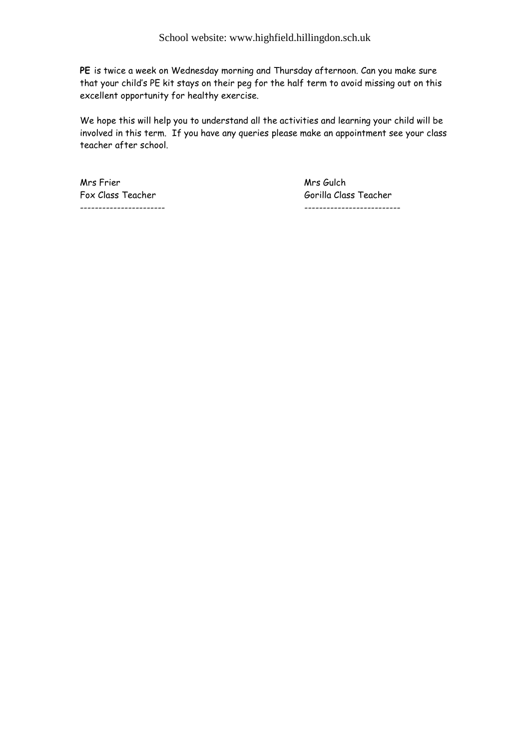**PE** is twice a week on Wednesday morning and Thursday afternoon. Can you make sure that your child's PE kit stays on their peg for the half term to avoid missing out on this excellent opportunity for healthy exercise.

We hope this will help you to understand all the activities and learning your child will be involved in this term. If you have any queries please make an appointment see your class teacher after school.

Mrs Frier
Fox Class Teacher

----------------------

Mrs Gulch
Gorilla Class Teacher

-------------------------